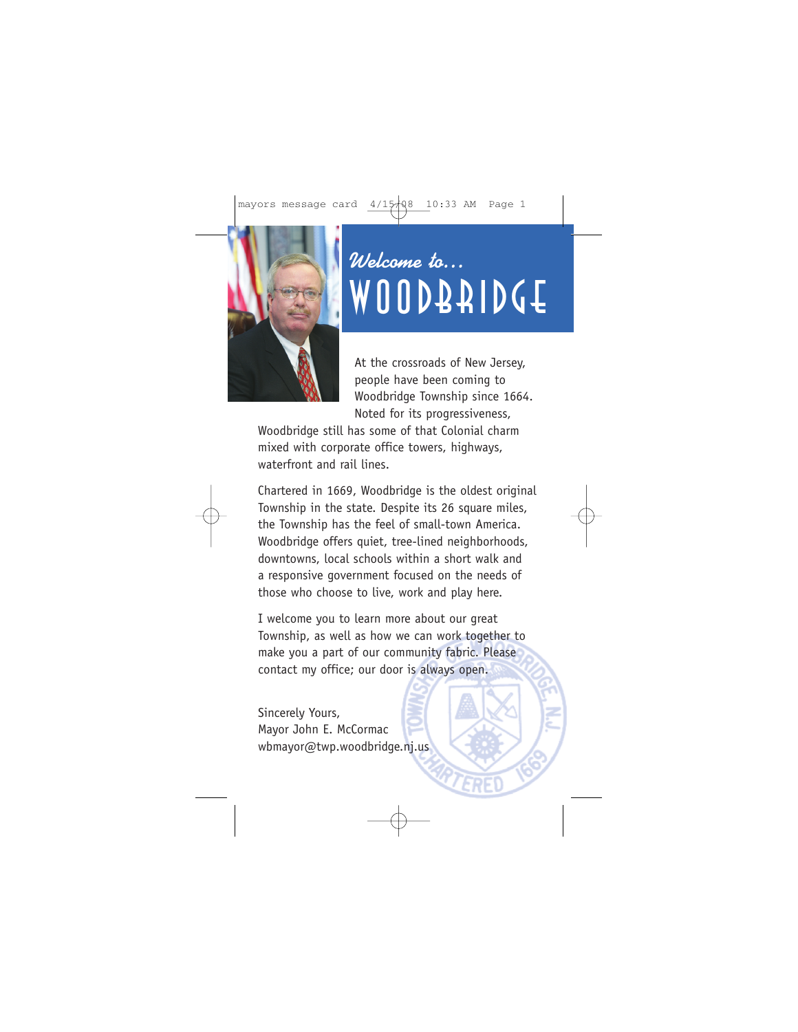# *Welcome to...* WOODBRIDGE

At the crossroads of New Jersey, people have been coming to Woodbridge Township since 1664. Noted for its progressiveness, Woodbridge still has some of that Colonial charm mixed with corporate office towers, highways, waterfront and rail lines.

Chartered in 1669, Woodbridge is the oldest original Township in the state. Despite its 26 square miles, the Township has the feel of small-town America. Woodbridge offers quiet, tree-lined neighborhoods, downtowns, local schools within a short walk and a responsive government focused on the needs of those who choose to live, work and play here.

I welcome you to learn more about our great Township, as well as how we can work together to make you a part of our community fabric. Please contact my office; our door is always open.

Sincerely Yours,  
Mayor John E. McCormac  
wbmayor@twp.woodbridge.nj.us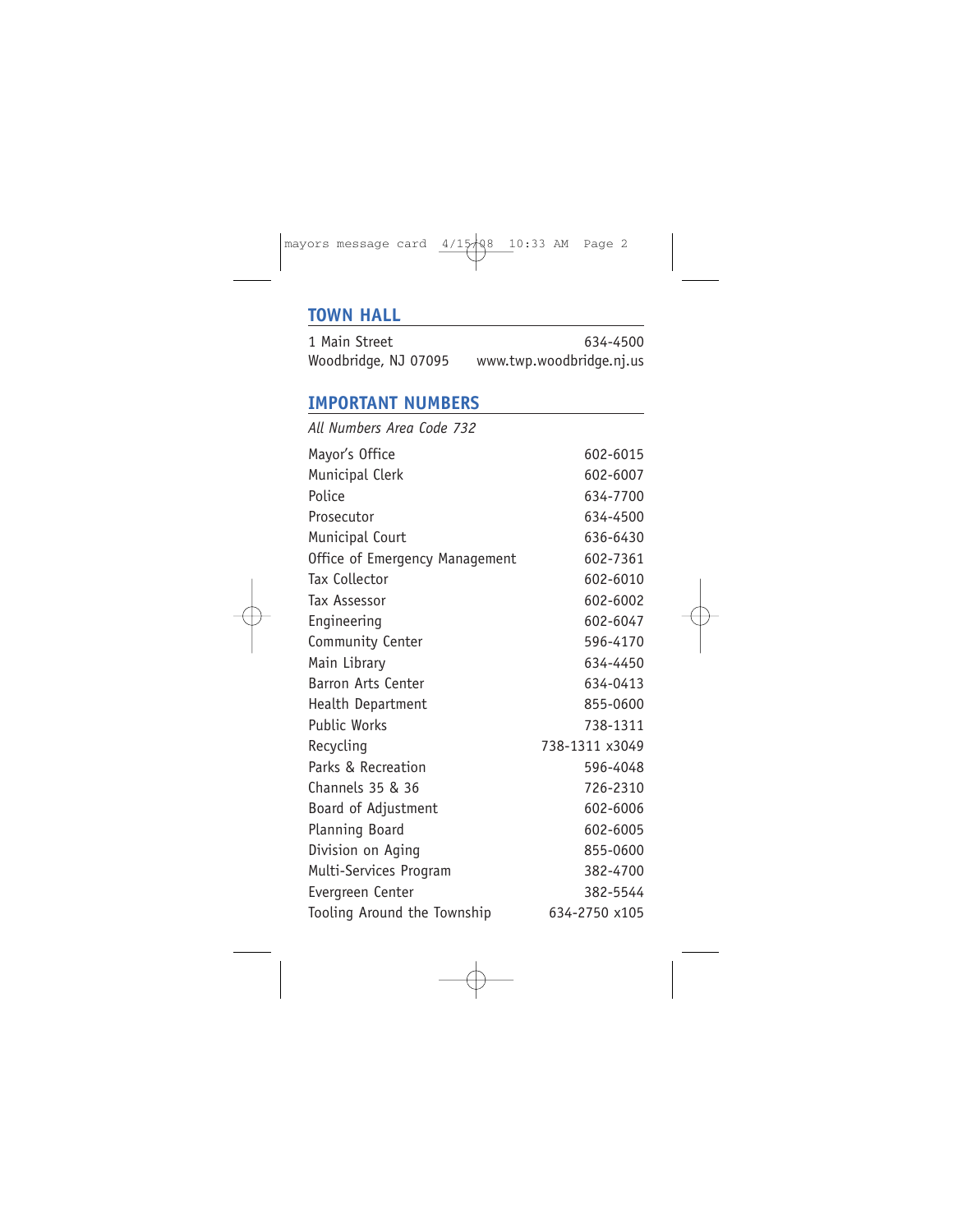## TOWN HALL

| | |
|---|---|
| 1 Main Street | 634-4500 |
| Woodbridge, NJ 07095 | www.twp.woodbridge.nj.us |

## IMPORTANT NUMBERS

*All Numbers Area Code 732*

| | |
|---|---|
| Mayor's Office | 602-6015 |
| Municipal Clerk | 602-6007 |
| Police | 634-7700 |
| Prosecutor | 634-4500 |
| Municipal Court | 636-6430 |
| Office of Emergency Management | 602-7361 |
| Tax Collector | 602-6010 |
| Tax Assessor | 602-6002 |
| Engineering | 602-6047 |
| Community Center | 596-4170 |
| Main Library | 634-4450 |
| Barron Arts Center | 634-0413 |
| Health Department | 855-0600 |
| Public Works | 738-1311 |
| Recycling | 738-1311 x3049 |
| Parks & Recreation | 596-4048 |
| Channels 35 & 36 | 726-2310 |
| Board of Adjustment | 602-6006 |
| Planning Board | 602-6005 |
| Division on Aging | 855-0600 |
| Multi-Services Program | 382-4700 |
| Evergreen Center | 382-5544 |
| Tooling Around the Township | 634-2750 x105 |